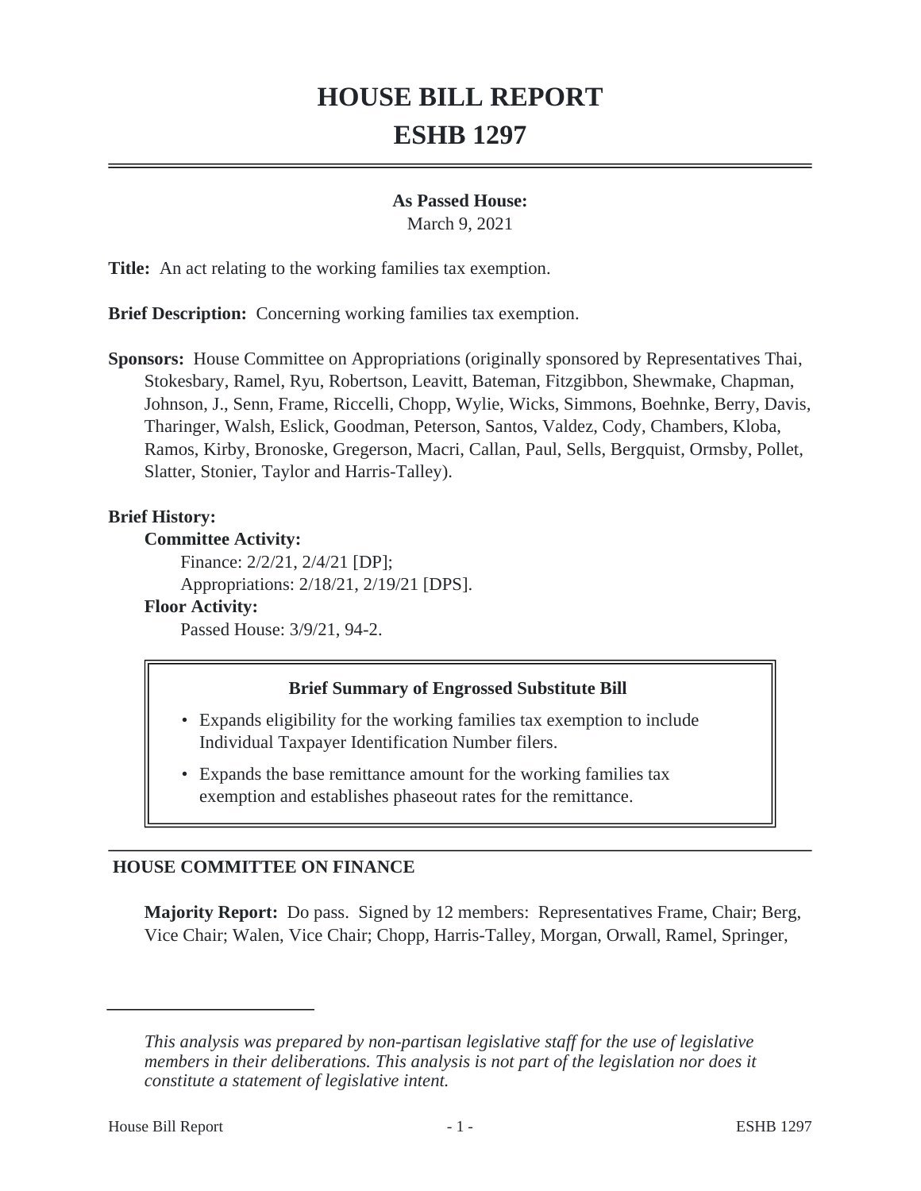# HOUSE BILL REPORT
# ESHB 1297

**As Passed House:**
March 9, 2021

**Title:** An act relating to the working families tax exemption.

**Brief Description:** Concerning working families tax exemption.

**Sponsors:** House Committee on Appropriations (originally sponsored by Representatives Thai, Stokesbary, Ramel, Ryu, Robertson, Leavitt, Bateman, Fitzgibbon, Shewmake, Chapman, Johnson, J., Senn, Frame, Riccelli, Chopp, Wylie, Wicks, Simmons, Boehnke, Berry, Davis, Tharinger, Walsh, Eslick, Goodman, Peterson, Santos, Valdez, Cody, Chambers, Kloba, Ramos, Kirby, Bronoske, Gregerson, Macri, Callan, Paul, Sells, Bergquist, Ormsby, Pollet, Slatter, Stonier, Taylor and Harris-Talley).

**Brief History:**

**Committee Activity:**

Finance: 2/2/21, 2/4/21 [DP];

Appropriations: 2/18/21, 2/19/21 [DPS].

**Floor Activity:**

Passed House: 3/9/21, 94-2.

**Brief Summary of Engrossed Substitute Bill**

- Expands eligibility for the working families tax exemption to include Individual Taxpayer Identification Number filers.
- Expands the base remittance amount for the working families tax exemption and establishes phaseout rates for the remittance.

## HOUSE COMMITTEE ON FINANCE

**Majority Report:** Do pass. Signed by 12 members: Representatives Frame, Chair; Berg, Vice Chair; Walen, Vice Chair; Chopp, Harris-Talley, Morgan, Orwall, Ramel, Springer,

*This analysis was prepared by non-partisan legislative staff for the use of legislative members in their deliberations. This analysis is not part of the legislation nor does it constitute a statement of legislative intent.*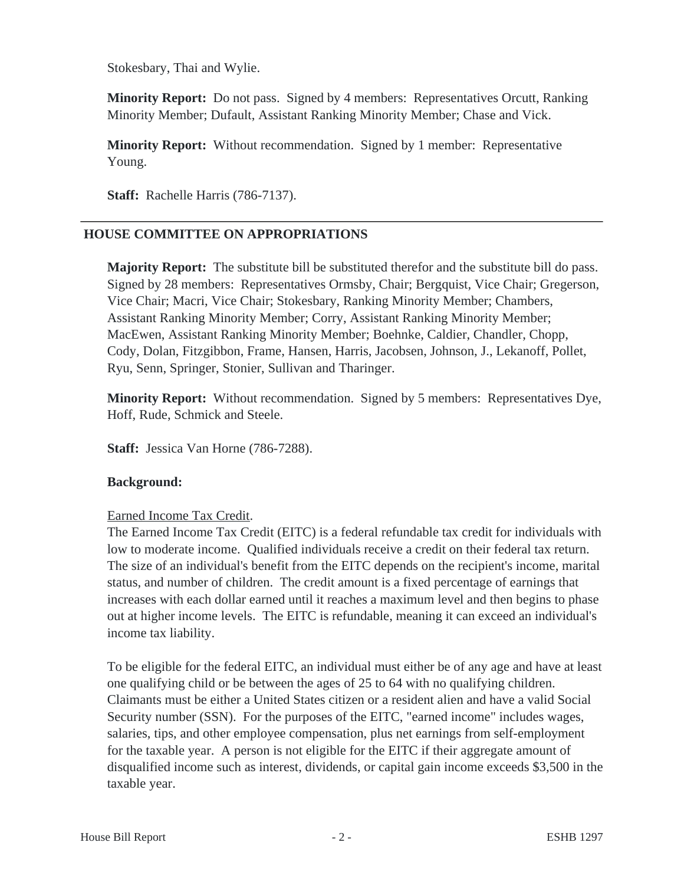Stokesbary, Thai and Wylie.

**Minority Report:** Do not pass. Signed by 4 members: Representatives Orcutt, Ranking Minority Member; Dufault, Assistant Ranking Minority Member; Chase and Vick.

**Minority Report:** Without recommendation. Signed by 1 member: Representative Young.

**Staff:** Rachelle Harris (786-7137).

---

## HOUSE COMMITTEE ON APPROPRIATIONS

**Majority Report:** The substitute bill be substituted therefor and the substitute bill do pass. Signed by 28 members: Representatives Ormsby, Chair; Bergquist, Vice Chair; Gregerson, Vice Chair; Macri, Vice Chair; Stokesbary, Ranking Minority Member; Chambers, Assistant Ranking Minority Member; Corry, Assistant Ranking Minority Member; MacEwen, Assistant Ranking Minority Member; Boehnke, Caldier, Chandler, Chopp, Cody, Dolan, Fitzgibbon, Frame, Hansen, Harris, Jacobsen, Johnson, J., Lekanoff, Pollet, Ryu, Senn, Springer, Stonier, Sullivan and Tharinger.

**Minority Report:** Without recommendation. Signed by 5 members: Representatives Dye, Hoff, Rude, Schmick and Steele.

**Staff:** Jessica Van Horne (786-7288).

**Background:**

Earned Income Tax Credit.

The Earned Income Tax Credit (EITC) is a federal refundable tax credit for individuals with low to moderate income. Qualified individuals receive a credit on their federal tax return. The size of an individual's benefit from the EITC depends on the recipient's income, marital status, and number of children. The credit amount is a fixed percentage of earnings that increases with each dollar earned until it reaches a maximum level and then begins to phase out at higher income levels. The EITC is refundable, meaning it can exceed an individual's income tax liability.

To be eligible for the federal EITC, an individual must either be of any age and have at least one qualifying child or be between the ages of 25 to 64 with no qualifying children. Claimants must be either a United States citizen or a resident alien and have a valid Social Security number (SSN). For the purposes of the EITC, "earned income" includes wages, salaries, tips, and other employee compensation, plus net earnings from self-employment for the taxable year. A person is not eligible for the EITC if their aggregate amount of disqualified income such as interest, dividends, or capital gain income exceeds $3,500 in the taxable year.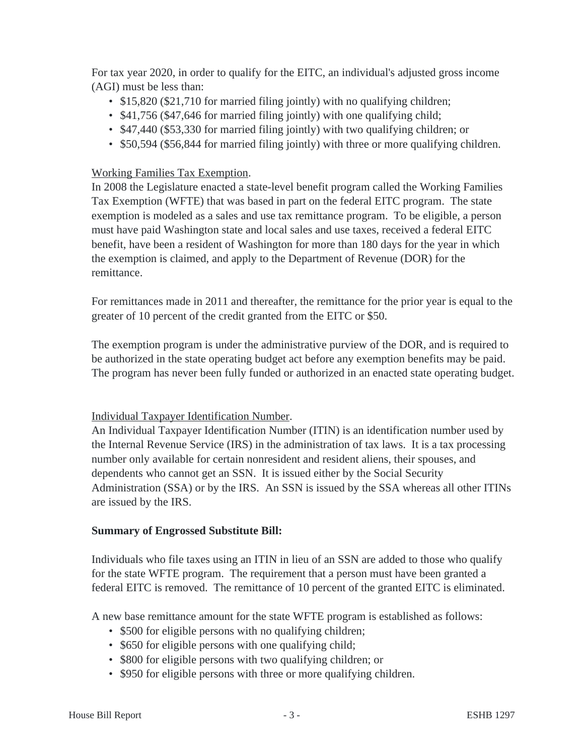For tax year 2020, in order to qualify for the EITC, an individual's adjusted gross income (AGI) must be less than:

- $15,820 ($21,710 for married filing jointly) with no qualifying children;
- $41,756 ($47,646 for married filing jointly) with one qualifying child;
- $47,440 ($53,330 for married filing jointly) with two qualifying children; or
- $50,594 ($56,844 for married filing jointly) with three or more qualifying children.

Working Families Tax Exemption.

In 2008 the Legislature enacted a state-level benefit program called the Working Families Tax Exemption (WFTE) that was based in part on the federal EITC program. The state exemption is modeled as a sales and use tax remittance program. To be eligible, a person must have paid Washington state and local sales and use taxes, received a federal EITC benefit, have been a resident of Washington for more than 180 days for the year in which the exemption is claimed, and apply to the Department of Revenue (DOR) for the remittance.

For remittances made in 2011 and thereafter, the remittance for the prior year is equal to the greater of 10 percent of the credit granted from the EITC or $50.

The exemption program is under the administrative purview of the DOR, and is required to be authorized in the state operating budget act before any exemption benefits may be paid. The program has never been fully funded or authorized in an enacted state operating budget.

Individual Taxpayer Identification Number.

An Individual Taxpayer Identification Number (ITIN) is an identification number used by the Internal Revenue Service (IRS) in the administration of tax laws. It is a tax processing number only available for certain nonresident and resident aliens, their spouses, and dependents who cannot get an SSN. It is issued either by the Social Security Administration (SSA) or by the IRS. An SSN is issued by the SSA whereas all other ITINs are issued by the IRS.

**Summary of Engrossed Substitute Bill:**

Individuals who file taxes using an ITIN in lieu of an SSN are added to those who qualify for the state WFTE program. The requirement that a person must have been granted a federal EITC is removed. The remittance of 10 percent of the granted EITC is eliminated.

A new base remittance amount for the state WFTE program is established as follows:

- $500 for eligible persons with no qualifying children;
- $650 for eligible persons with one qualifying child;
- $800 for eligible persons with two qualifying children; or
- $950 for eligible persons with three or more qualifying children.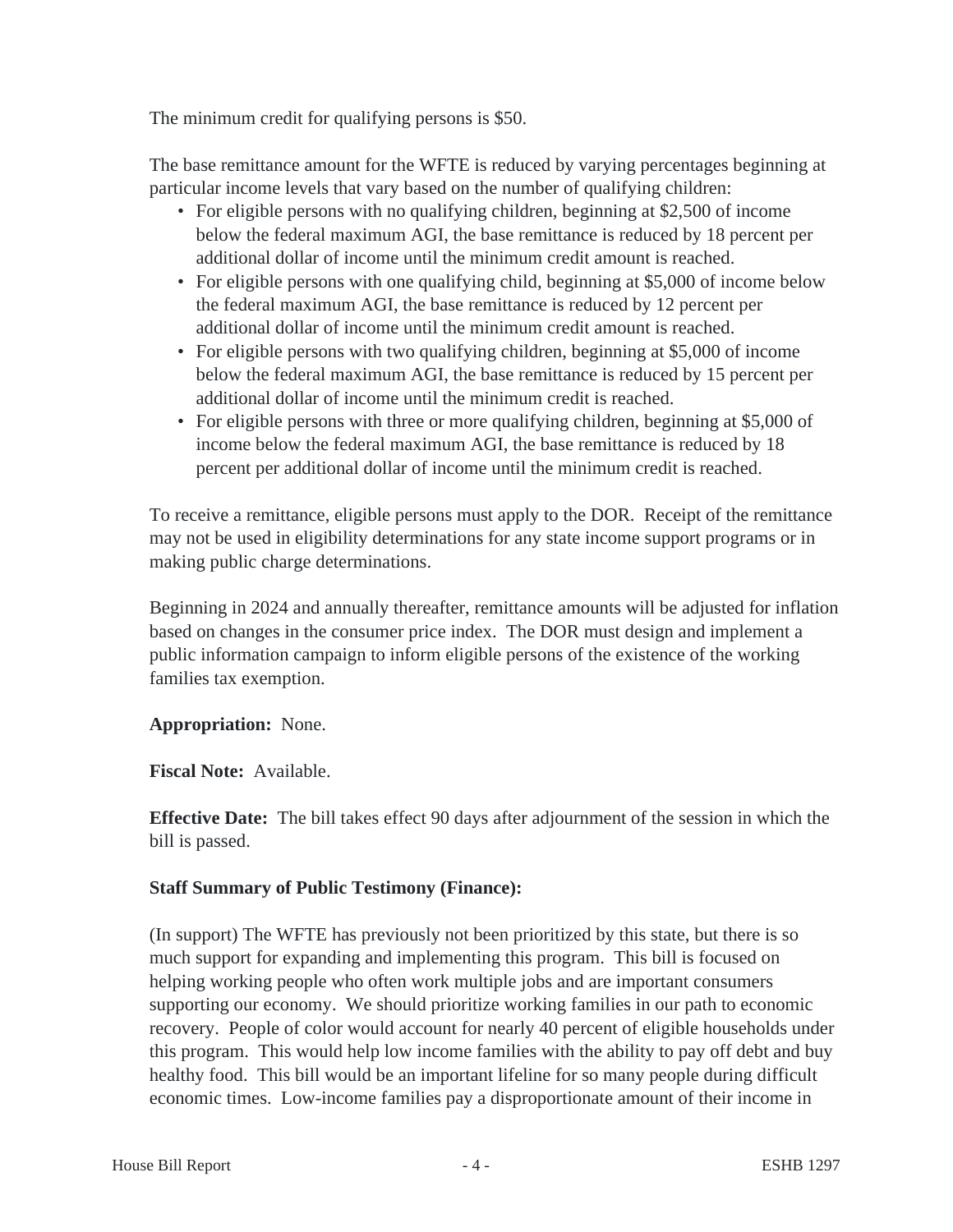The minimum credit for qualifying persons is $50.

The base remittance amount for the WFTE is reduced by varying percentages beginning at particular income levels that vary based on the number of qualifying children:

- For eligible persons with no qualifying children, beginning at $2,500 of income below the federal maximum AGI, the base remittance is reduced by 18 percent per additional dollar of income until the minimum credit amount is reached.
- For eligible persons with one qualifying child, beginning at $5,000 of income below the federal maximum AGI, the base remittance is reduced by 12 percent per additional dollar of income until the minimum credit amount is reached.
- For eligible persons with two qualifying children, beginning at $5,000 of income below the federal maximum AGI, the base remittance is reduced by 15 percent per additional dollar of income until the minimum credit is reached.
- For eligible persons with three or more qualifying children, beginning at $5,000 of income below the federal maximum AGI, the base remittance is reduced by 18 percent per additional dollar of income until the minimum credit is reached.

To receive a remittance, eligible persons must apply to the DOR. Receipt of the remittance may not be used in eligibility determinations for any state income support programs or in making public charge determinations.

Beginning in 2024 and annually thereafter, remittance amounts will be adjusted for inflation based on changes in the consumer price index. The DOR must design and implement a public information campaign to inform eligible persons of the existence of the working families tax exemption.

**Appropriation:** None.

**Fiscal Note:** Available.

**Effective Date:** The bill takes effect 90 days after adjournment of the session in which the bill is passed.

**Staff Summary of Public Testimony (Finance):**

(In support) The WFTE has previously not been prioritized by this state, but there is so much support for expanding and implementing this program. This bill is focused on helping working people who often work multiple jobs and are important consumers supporting our economy. We should prioritize working families in our path to economic recovery. People of color would account for nearly 40 percent of eligible households under this program. This would help low income families with the ability to pay off debt and buy healthy food. This bill would be an important lifeline for so many people during difficult economic times. Low-income families pay a disproportionate amount of their income in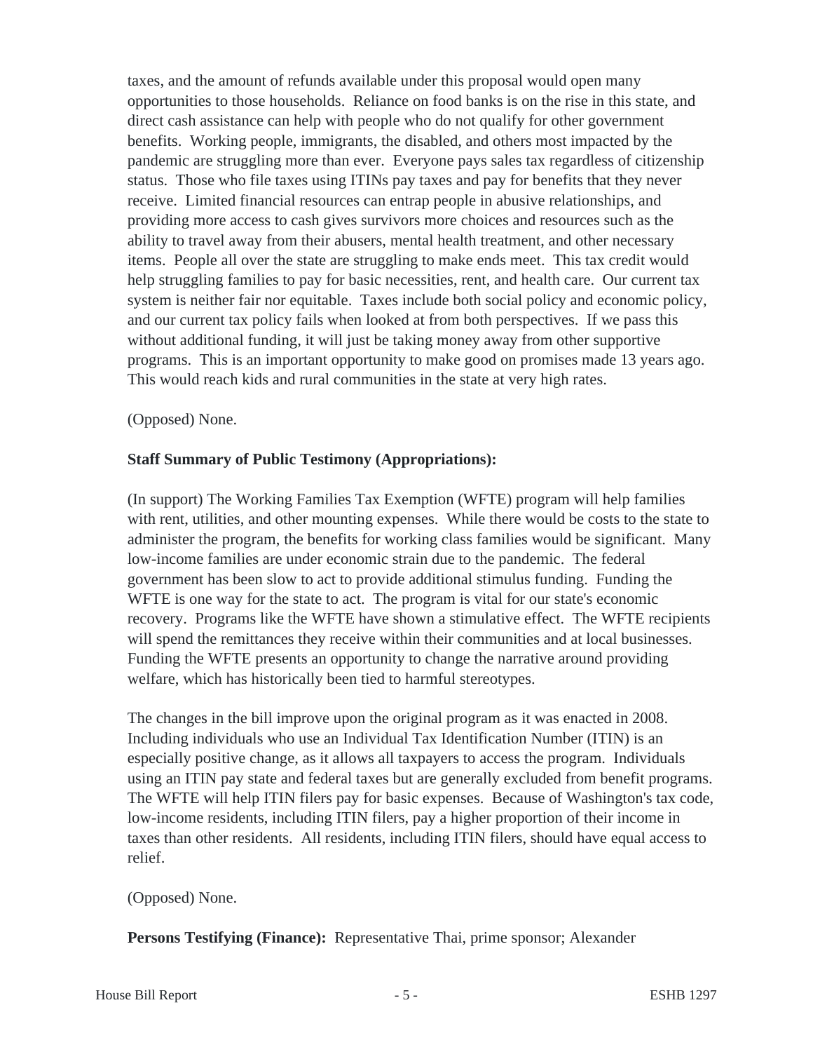taxes, and the amount of refunds available under this proposal would open many opportunities to those households. Reliance on food banks is on the rise in this state, and direct cash assistance can help with people who do not qualify for other government benefits. Working people, immigrants, the disabled, and others most impacted by the pandemic are struggling more than ever. Everyone pays sales tax regardless of citizenship status. Those who file taxes using ITINs pay taxes and pay for benefits that they never receive. Limited financial resources can entrap people in abusive relationships, and providing more access to cash gives survivors more choices and resources such as the ability to travel away from their abusers, mental health treatment, and other necessary items. People all over the state are struggling to make ends meet. This tax credit would help struggling families to pay for basic necessities, rent, and health care. Our current tax system is neither fair nor equitable. Taxes include both social policy and economic policy, and our current tax policy fails when looked at from both perspectives. If we pass this without additional funding, it will just be taking money away from other supportive programs. This is an important opportunity to make good on promises made 13 years ago. This would reach kids and rural communities in the state at very high rates.

(Opposed) None.

**Staff Summary of Public Testimony (Appropriations):**

(In support) The Working Families Tax Exemption (WFTE) program will help families with rent, utilities, and other mounting expenses. While there would be costs to the state to administer the program, the benefits for working class families would be significant. Many low-income families are under economic strain due to the pandemic. The federal government has been slow to act to provide additional stimulus funding. Funding the WFTE is one way for the state to act. The program is vital for our state's economic recovery. Programs like the WFTE have shown a stimulative effect. The WFTE recipients will spend the remittances they receive within their communities and at local businesses. Funding the WFTE presents an opportunity to change the narrative around providing welfare, which has historically been tied to harmful stereotypes.

The changes in the bill improve upon the original program as it was enacted in 2008. Including individuals who use an Individual Tax Identification Number (ITIN) is an especially positive change, as it allows all taxpayers to access the program. Individuals using an ITIN pay state and federal taxes but are generally excluded from benefit programs. The WFTE will help ITIN filers pay for basic expenses. Because of Washington's tax code, low-income residents, including ITIN filers, pay a higher proportion of their income in taxes than other residents. All residents, including ITIN filers, should have equal access to relief.

(Opposed) None.

**Persons Testifying (Finance):** Representative Thai, prime sponsor; Alexander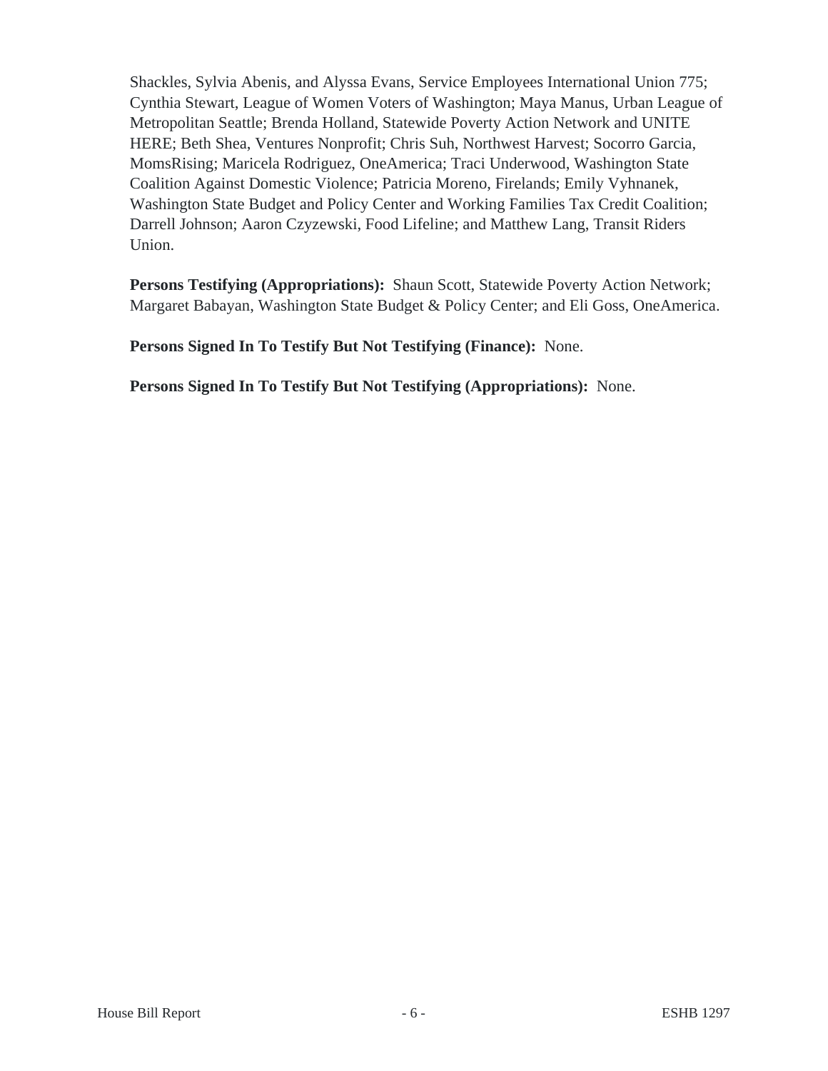Shackles, Sylvia Abenis, and Alyssa Evans, Service Employees International Union 775; Cynthia Stewart, League of Women Voters of Washington; Maya Manus, Urban League of Metropolitan Seattle; Brenda Holland, Statewide Poverty Action Network and UNITE HERE; Beth Shea, Ventures Nonprofit; Chris Suh, Northwest Harvest; Socorro Garcia, MomsRising; Maricela Rodriguez, OneAmerica; Traci Underwood, Washington State Coalition Against Domestic Violence; Patricia Moreno, Firelands; Emily Vyhnanek, Washington State Budget and Policy Center and Working Families Tax Credit Coalition; Darrell Johnson; Aaron Czyzewski, Food Lifeline; and Matthew Lang, Transit Riders Union.

**Persons Testifying (Appropriations):** Shaun Scott, Statewide Poverty Action Network; Margaret Babayan, Washington State Budget & Policy Center; and Eli Goss, OneAmerica.

**Persons Signed In To Testify But Not Testifying (Finance):** None.

**Persons Signed In To Testify But Not Testifying (Appropriations):** None.